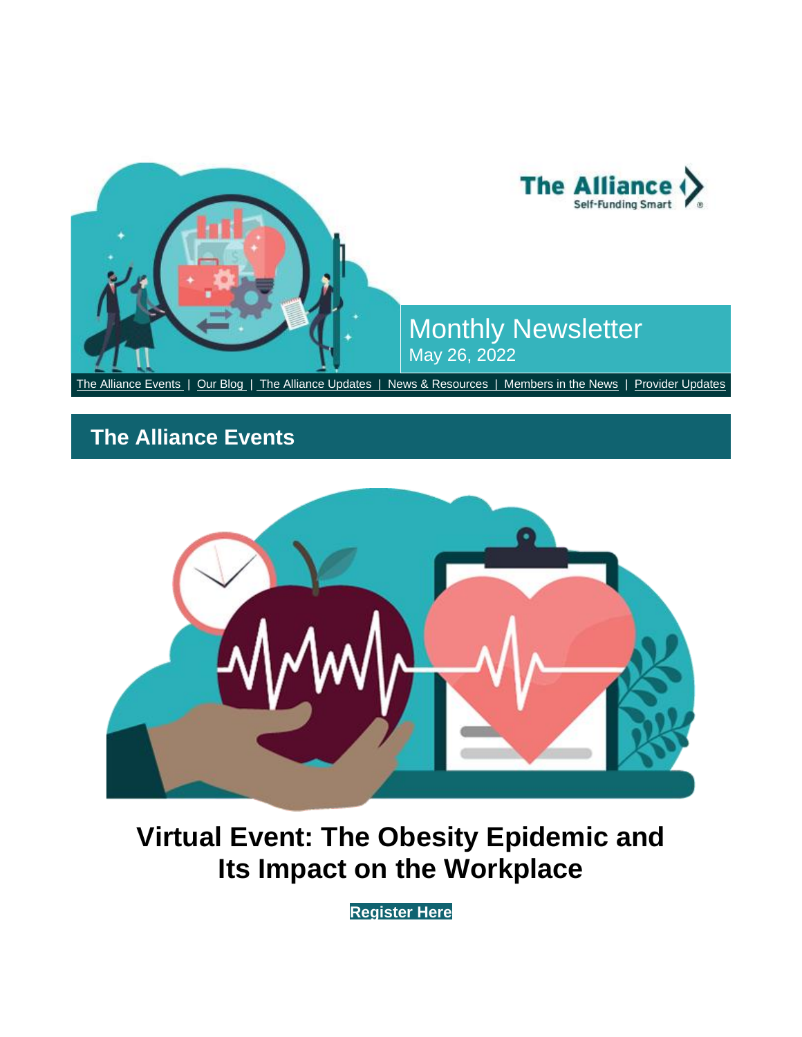The Alliance
Self-Funding Smart

# Monthly Newsletter

May 26, 2022

The Alliance Events | Our Blog | The Alliance Updates | News & Resources | Members in the News | Provider Updates

## The Alliance Events

### Virtual Event: The Obesity Epidemic and Its Impact on the Workplace

**Register Here**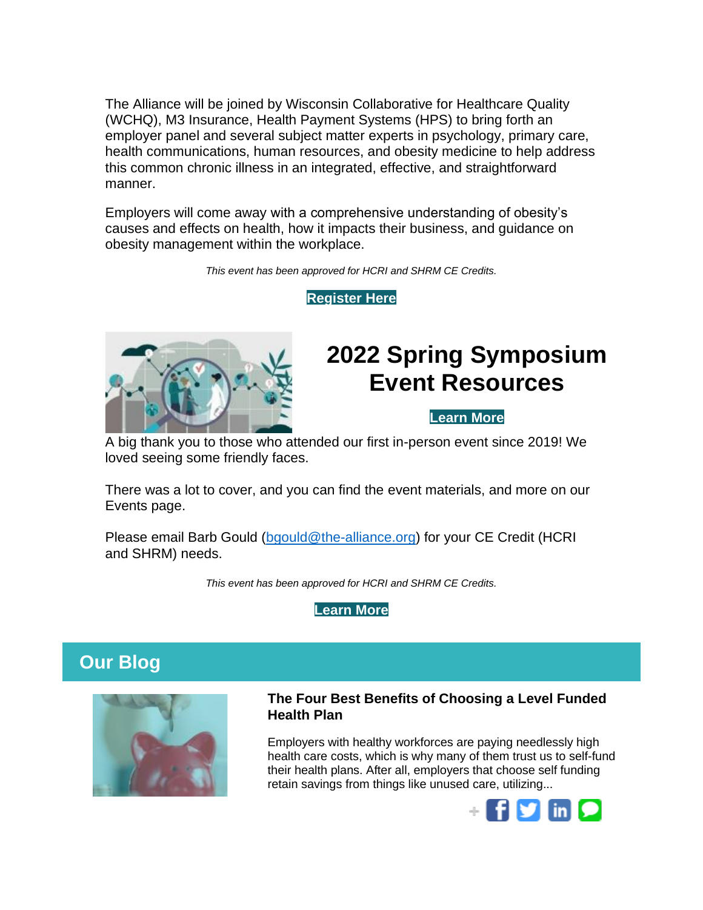The Alliance will be joined by Wisconsin Collaborative for Healthcare Quality (WCHQ), M3 Insurance, Health Payment Systems (HPS) to bring forth an employer panel and several subject matter experts in psychology, primary care, health communications, human resources, and obesity medicine to help address this common chronic illness in an integrated, effective, and straightforward manner.

Employers will come away with a comprehensive understanding of obesity's causes and effects on health, how it impacts their business, and guidance on obesity management within the workplace.

*This event has been approved for HCRI and SHRM CE Credits.*

**Register Here**

# 2022 Spring Symposium Event Resources

**Learn More**

A big thank you to those who attended our first in-person event since 2019! We loved seeing some friendly faces.

There was a lot to cover, and you can find the event materials, and more on our Events page.

Please email Barb Gould (bgould@the-alliance.org) for your CE Credit (HCRI and SHRM) needs.

*This event has been approved for HCRI and SHRM CE Credits.*

**Learn More**

## Our Blog

### The Four Best Benefits of Choosing a Level Funded Health Plan

Employers with healthy workforces are paying needlessly high health care costs, which is why many of them trust us to self-fund their health plans. After all, employers that choose self funding retain savings from things like unused care, utilizing...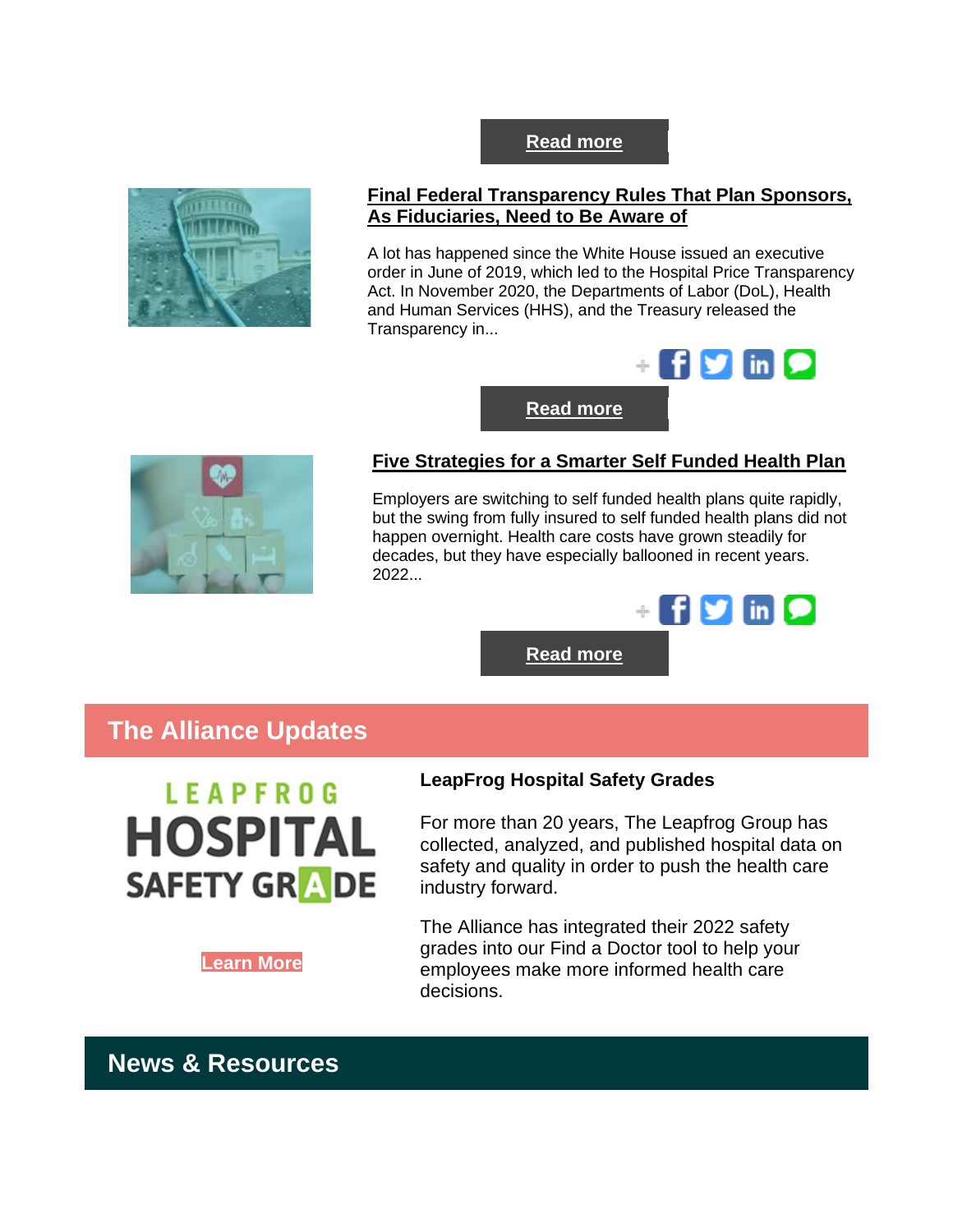Read more

### Final Federal Transparency Rules That Plan Sponsors, As Fiduciaries, Need to Be Aware of

A lot has happened since the White House issued an executive order in June of 2019, which led to the Hospital Price Transparency Act. In November 2020, the Departments of Labor (DoL), Health and Human Services (HHS), and the Treasury released the Transparency in...

Read more

### Five Strategies for a Smarter Self Funded Health Plan

Employers are switching to self funded health plans quite rapidly, but the swing from fully insured to self funded health plans did not happen overnight. Health care costs have grown steadily for decades, but they have especially ballooned in recent years. 2022...

Read more

## The Alliance Updates

LEAPFROG HOSPITAL SAFETY GRADE

Learn More

**LeapFrog Hospital Safety Grades**

For more than 20 years, The Leapfrog Group has collected, analyzed, and published hospital data on safety and quality in order to push the health care industry forward.

The Alliance has integrated their 2022 safety grades into our Find a Doctor tool to help your employees make more informed health care decisions.

## News & Resources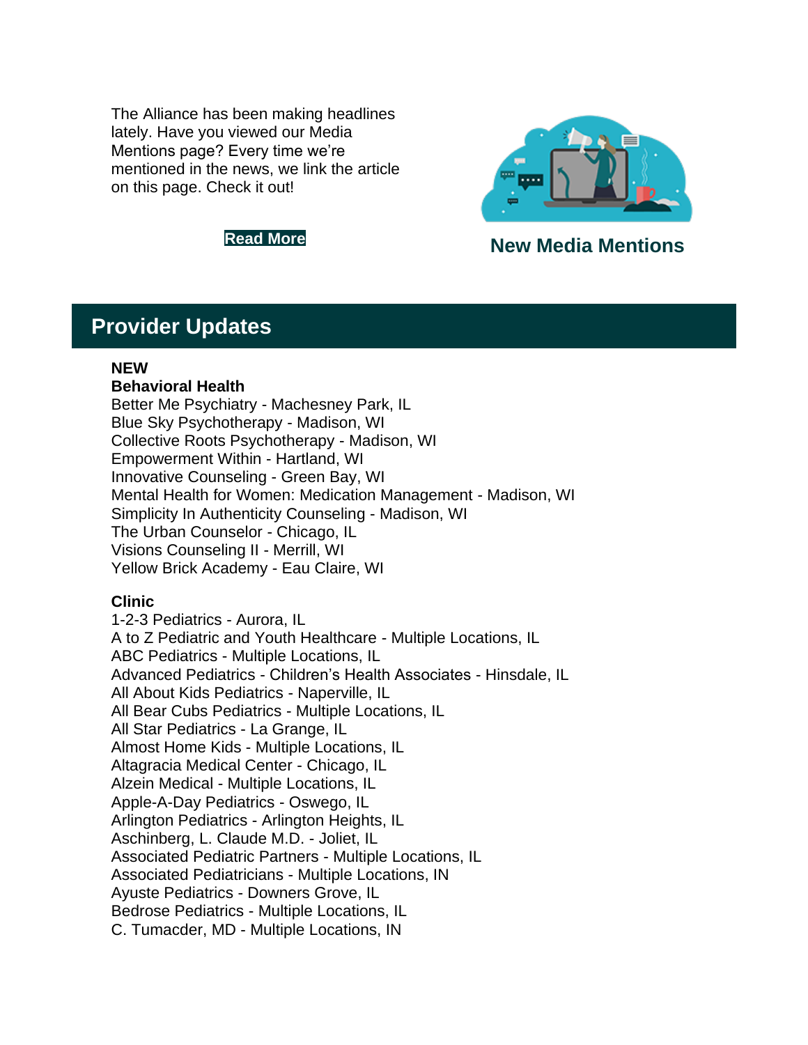The Alliance has been making headlines lately. Have you viewed our Media Mentions page? Every time we're mentioned in the news, we link the article on this page. Check it out!

**Read More**

**New Media Mentions**

## Provider Updates

**NEW**

**Behavioral Health**

Better Me Psychiatry - Machesney Park, IL
Blue Sky Psychotherapy - Madison, WI
Collective Roots Psychotherapy - Madison, WI
Empowerment Within - Hartland, WI
Innovative Counseling - Green Bay, WI
Mental Health for Women: Medication Management - Madison, WI
Simplicity In Authenticity Counseling - Madison, WI
The Urban Counselor - Chicago, IL
Visions Counseling II - Merrill, WI
Yellow Brick Academy - Eau Claire, WI

**Clinic**

1-2-3 Pediatrics - Aurora, IL
A to Z Pediatric and Youth Healthcare - Multiple Locations, IL
ABC Pediatrics - Multiple Locations, IL
Advanced Pediatrics - Children's Health Associates - Hinsdale, IL
All About Kids Pediatrics - Naperville, IL
All Bear Cubs Pediatrics - Multiple Locations, IL
All Star Pediatrics - La Grange, IL
Almost Home Kids - Multiple Locations, IL
Altagracia Medical Center - Chicago, IL
Alzein Medical - Multiple Locations, IL
Apple-A-Day Pediatrics - Oswego, IL
Arlington Pediatrics - Arlington Heights, IL
Aschinberg, L. Claude M.D. - Joliet, IL
Associated Pediatric Partners - Multiple Locations, IL
Associated Pediatricians - Multiple Locations, IN
Ayuste Pediatrics - Downers Grove, IL
Bedrose Pediatrics - Multiple Locations, IL
C. Tumacder, MD - Multiple Locations, IN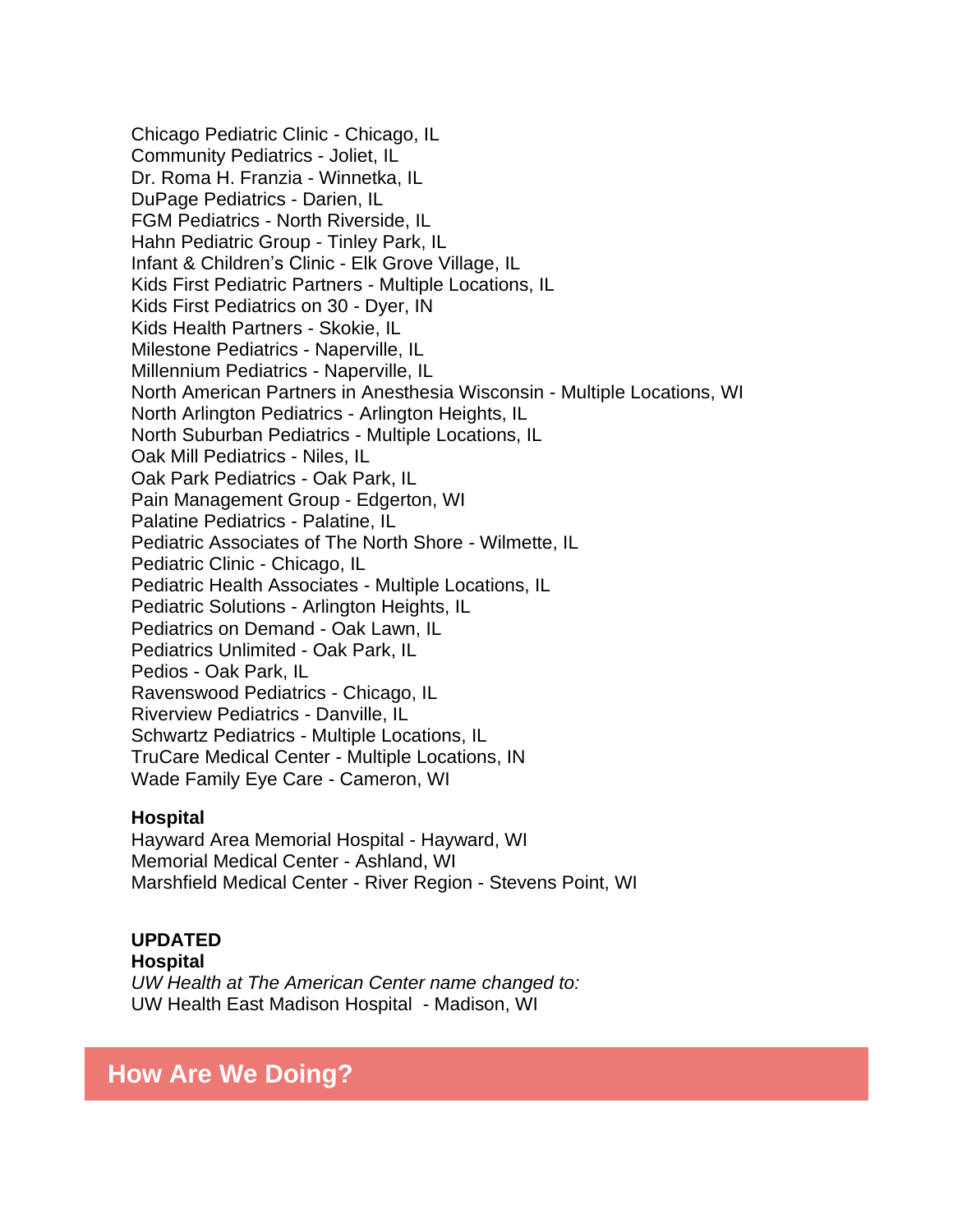Chicago Pediatric Clinic - Chicago, IL
Community Pediatrics - Joliet, IL
Dr. Roma H. Franzia - Winnetka, IL
DuPage Pediatrics - Darien, IL
FGM Pediatrics - North Riverside, IL
Hahn Pediatric Group - Tinley Park, IL
Infant & Children's Clinic - Elk Grove Village, IL
Kids First Pediatric Partners - Multiple Locations, IL
Kids First Pediatrics on 30 - Dyer, IN
Kids Health Partners - Skokie, IL
Milestone Pediatrics - Naperville, IL
Millennium Pediatrics - Naperville, IL
North American Partners in Anesthesia Wisconsin - Multiple Locations, WI
North Arlington Pediatrics - Arlington Heights, IL
North Suburban Pediatrics - Multiple Locations, IL
Oak Mill Pediatrics - Niles, IL
Oak Park Pediatrics - Oak Park, IL
Pain Management Group - Edgerton, WI
Palatine Pediatrics - Palatine, IL
Pediatric Associates of The North Shore - Wilmette, IL
Pediatric Clinic - Chicago, IL
Pediatric Health Associates - Multiple Locations, IL
Pediatric Solutions - Arlington Heights, IL
Pediatrics on Demand - Oak Lawn, IL
Pediatrics Unlimited - Oak Park, IL
Pedios - Oak Park, IL
Ravenswood Pediatrics - Chicago, IL
Riverview Pediatrics - Danville, IL
Schwartz Pediatrics - Multiple Locations, IL
TruCare Medical Center - Multiple Locations, IN
Wade Family Eye Care - Cameron, WI

**Hospital**
Hayward Area Memorial Hospital - Hayward, WI
Memorial Medical Center - Ashland, WI
Marshfield Medical Center - River Region - Stevens Point, WI

**UPDATED**
**Hospital**
*UW Health at The American Center name changed to:*
UW Health East Madison Hospital - Madison, WI

## How Are We Doing?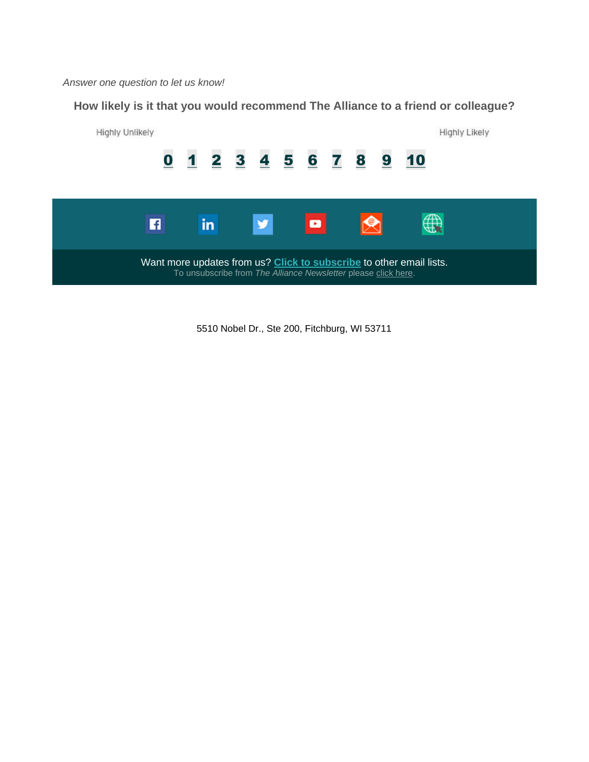*Answer one question to let us know!*

**How likely is it that you would recommend The Alliance to a friend or colleague?**

Highly Unlikely Highly Likely

**0 1 2 3 4 5 6 7 8 9 10**

Want more updates from us? **Click to subscribe** to other email lists.
To unsubscribe from *The Alliance Newsletter* please click here.

5510 Nobel Dr., Ste 200, Fitchburg, WI 53711